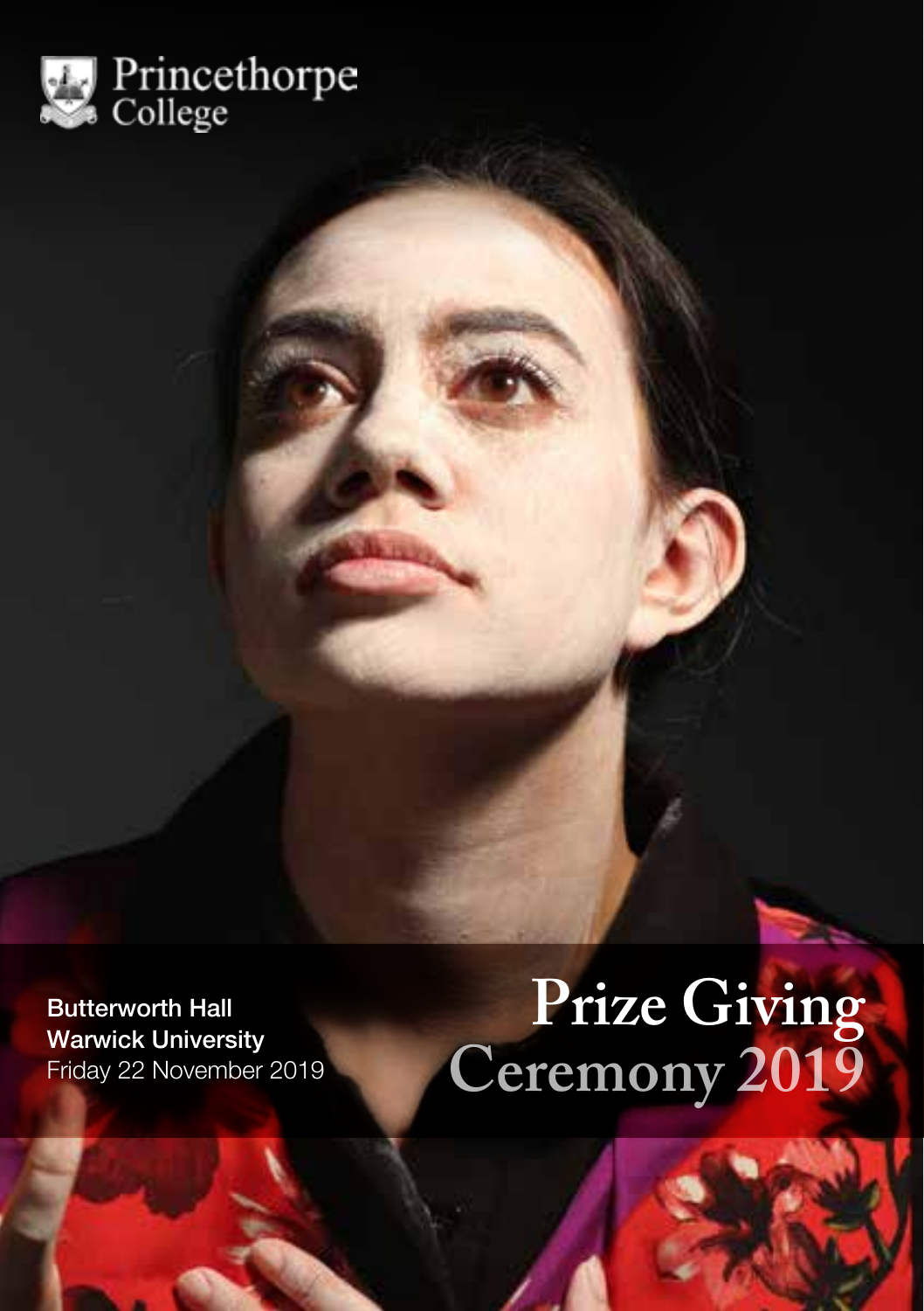Princethorpe College

**Butterworth Hall**
**Warwick University**
Friday 22 November 2019

# Prize Giving Ceremony 2019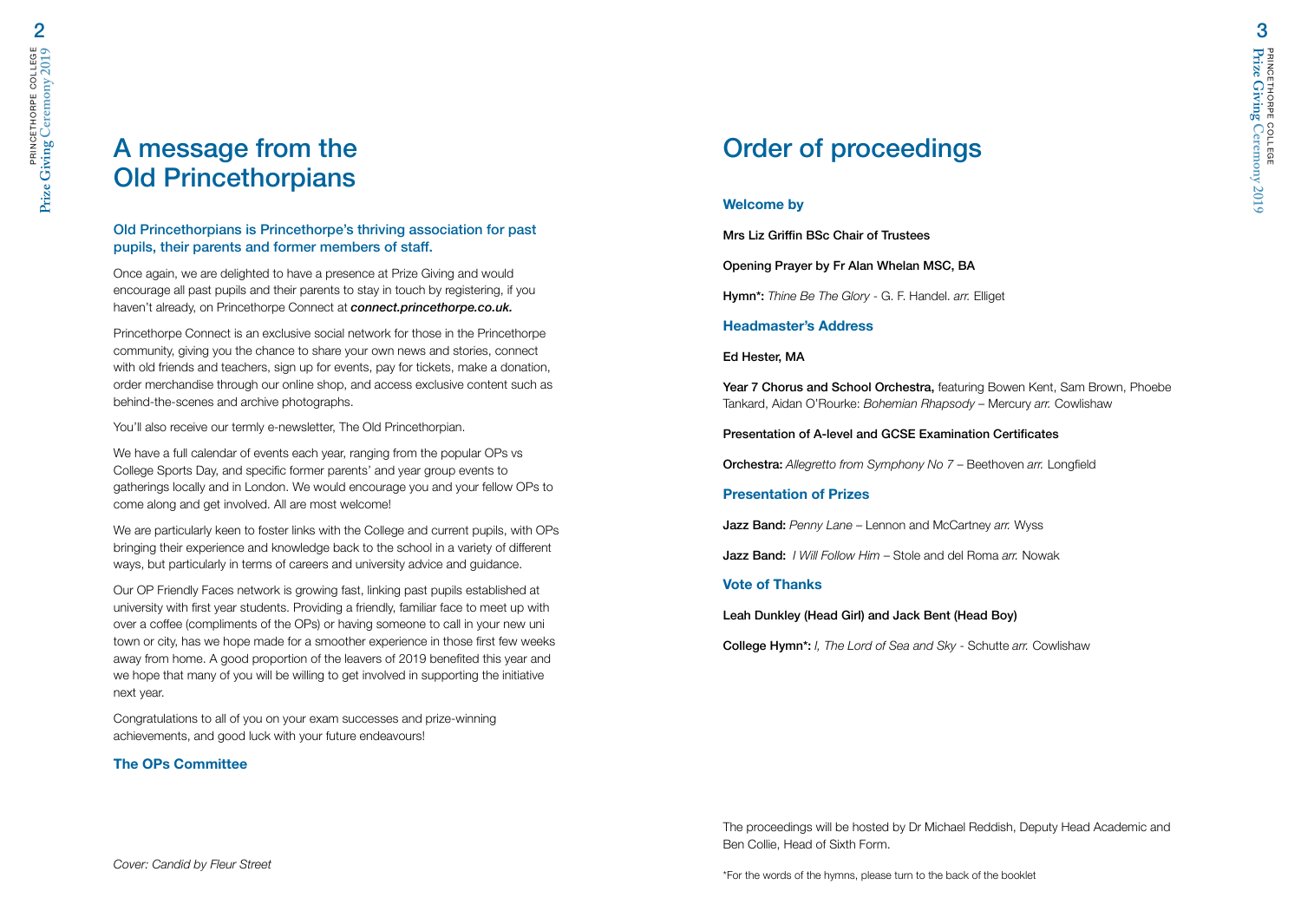# A message from the Old Princethorpians

### Old Princethorpians is Princethorpe's thriving association for past pupils, their parents and former members of staff.

Once again, we are delighted to have a presence at Prize Giving and would encourage all past pupils and their parents to stay in touch by registering, if you haven't already, on Princethorpe Connect at ***connect.princethorpe.co.uk.***

Princethorpe Connect is an exclusive social network for those in the Princethorpe community, giving you the chance to share your own news and stories, connect with old friends and teachers, sign up for events, pay for tickets, make a donation, order merchandise through our online shop, and access exclusive content such as behind-the-scenes and archive photographs.

You'll also receive our termly e-newsletter, The Old Princethorpian.

We have a full calendar of events each year, ranging from the popular OPs vs College Sports Day, and specific former parents' and year group events to gatherings locally and in London. We would encourage you and your fellow OPs to come along and get involved. All are most welcome!

We are particularly keen to foster links with the College and current pupils, with OPs bringing their experience and knowledge back to the school in a variety of different ways, but particularly in terms of careers and university advice and guidance.

Our OP Friendly Faces network is growing fast, linking past pupils established at university with first year students. Providing a friendly, familiar face to meet up with over a coffee (compliments of the OPs) or having someone to call in your new uni town or city, has we hope made for a smoother experience in those first few weeks away from home. A good proportion of the leavers of 2019 benefited this year and we hope that many of you will be willing to get involved in supporting the initiative next year.

Congratulations to all of you on your exam successes and prize-winning achievements, and good luck with your future endeavours!

**The OPs Committee**

*Cover: Candid by Fleur Street*

# Order of proceedings

### Welcome by

**Mrs Liz Griffin BSc Chair of Trustees**

**Opening Prayer by Fr Alan Whelan MSC, BA**

**Hymn*:** *Thine Be The Glory* - G. F. Handel. *arr.* Elliget

### Headmaster's Address

**Ed Hester, MA**

**Year 7 Chorus and School Orchestra,** featuring Bowen Kent, Sam Brown, Phoebe Tankard, Aidan O'Rourke: *Bohemian Rhapsody* – Mercury *arr.* Cowlishaw

**Presentation of A-level and GCSE Examination Certificates**

**Orchestra:** *Allegretto from Symphony No 7* – Beethoven *arr.* Longfield

### Presentation of Prizes

**Jazz Band:** *Penny Lane* – Lennon and McCartney *arr.* Wyss

**Jazz Band:** *I Will Follow Him* – Stole and del Roma *arr.* Nowak

### Vote of Thanks

**Leah Dunkley (Head Girl) and Jack Bent (Head Boy)**

**College Hymn*:** *I, The Lord of Sea and Sky* - Schutte *arr.* Cowlishaw

The proceedings will be hosted by Dr Michael Reddish, Deputy Head Academic and Ben Collie, Head of Sixth Form.

*For the words of the hymns, please turn to the back of the booklet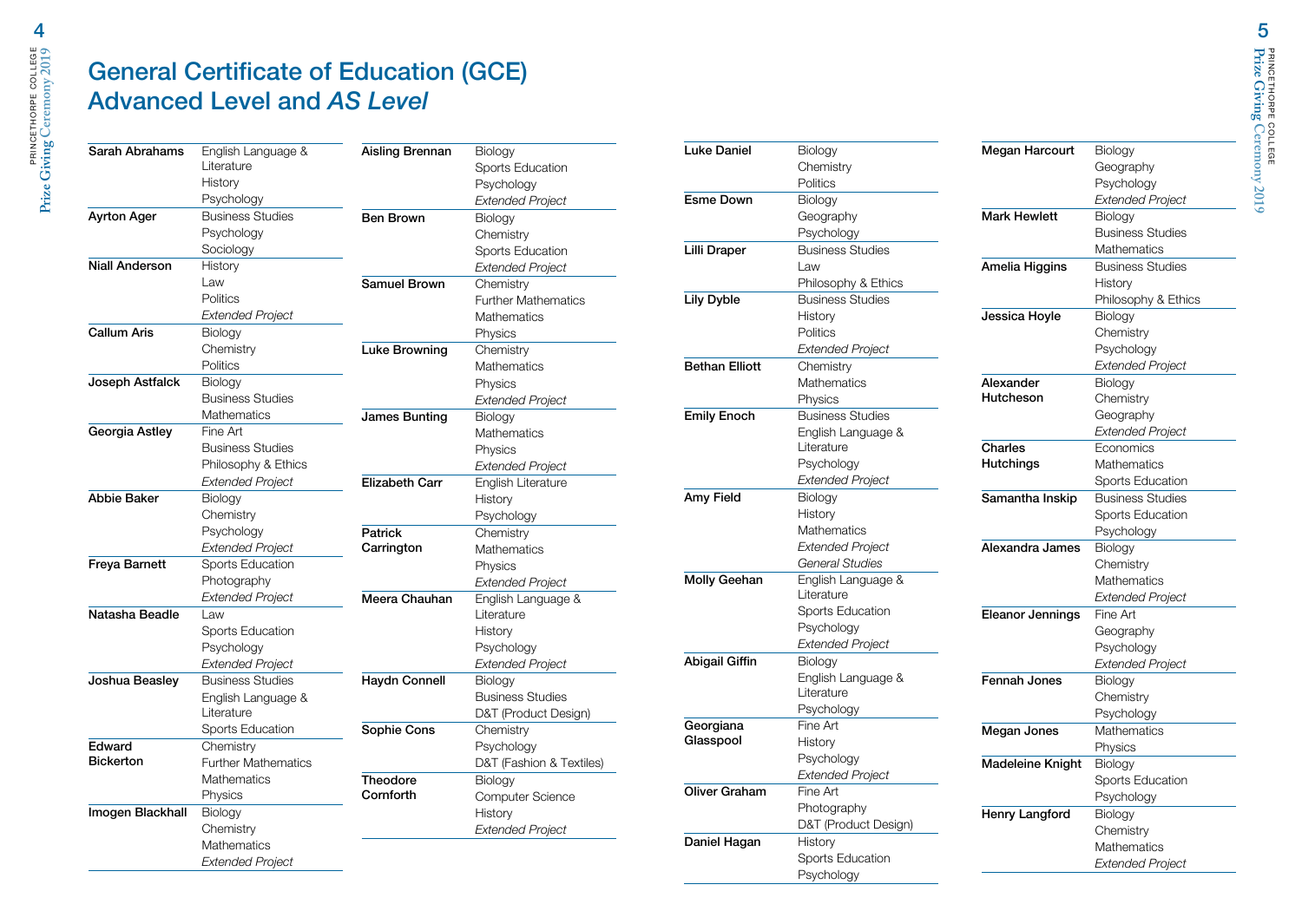# General Certificate of Education (GCE) Advanced Level and *AS Level*

| Name | Subjects |
|---|---|
| Sarah Abrahams | English Language & Literature<br>History<br>Psychology |
| Ayrton Ager | Business Studies<br>Psychology<br>Sociology |
| Niall Anderson | History<br>Law<br>Politics<br>*Extended Project* |
| Callum Aris | Biology<br>Chemistry<br>Politics |
| Joseph Astfalck | Biology<br>Business Studies<br>Mathematics |
| Georgia Astley | Fine Art<br>Business Studies<br>Philosophy & Ethics<br>*Extended Project* |
| Abbie Baker | Biology<br>Chemistry<br>Psychology<br>*Extended Project* |
| Freya Barnett | Sports Education<br>Photography<br>*Extended Project* |
| Natasha Beadle | Law<br>Sports Education<br>Psychology<br>*Extended Project* |
| Joshua Beasley | Business Studies<br>English Language & Literature<br>Sports Education |
| Edward Bickerton | Chemistry<br>Further Mathematics<br>Mathematics<br>Physics |
| Imogen Blackhall | Biology<br>Chemistry<br>Mathematics<br>*Extended Project* |
| Aisling Brennan | Biology<br>Sports Education<br>Psychology<br>*Extended Project* |
| Ben Brown | Biology<br>Chemistry<br>Sports Education<br>*Extended Project* |
| Samuel Brown | Chemistry<br>Further Mathematics<br>Mathematics<br>Physics |
| Luke Browning | Chemistry<br>Mathematics<br>Physics<br>*Extended Project* |
| James Bunting | Biology<br>Mathematics<br>Physics<br>*Extended Project* |
| Elizabeth Carr | English Literature<br>History<br>Psychology |
| Patrick Carrington | Chemistry<br>Mathematics<br>Physics<br>*Extended Project* |
| Meera Chauhan | English Language & Literature<br>History<br>Psychology<br>*Extended Project* |
| Haydn Connell | Biology<br>Business Studies<br>D&T (Product Design) |
| Sophie Cons | Chemistry<br>Psychology<br>D&T (Fashion & Textiles) |
| Theodore Cornforth | Biology<br>Computer Science<br>History<br>*Extended Project* |
| Luke Daniel | Biology<br>Chemistry<br>Politics |
| Esme Down | Biology<br>Geography<br>Psychology |
| Lilli Draper | Business Studies<br>Law<br>Philosophy & Ethics |
| Lily Dyble | Business Studies<br>History<br>Politics<br>*Extended Project* |
| Bethan Elliott | Chemistry<br>Mathematics<br>Physics |
| Emily Enoch | Business Studies<br>English Language & Literature<br>Psychology<br>*Extended Project* |
| Amy Field | Biology<br>History<br>Mathematics<br>*Extended Project*<br>*General Studies* |
| Molly Geehan | English Language & Literature<br>Sports Education<br>Psychology<br>*Extended Project* |
| Abigail Giffin | Biology<br>English Language & Literature<br>Psychology |
| Georgiana Glasspool | Fine Art<br>History<br>Psychology<br>*Extended Project* |
| Oliver Graham | Fine Art<br>Photography<br>D&T (Product Design) |
| Daniel Hagan | History<br>Sports Education<br>Psychology |
| Megan Harcourt | Biology<br>Geography<br>Psychology<br>*Extended Project* |
| Mark Hewlett | Biology<br>Business Studies<br>Mathematics |
| Amelia Higgins | Business Studies<br>History<br>Philosophy & Ethics |
| Jessica Hoyle | Biology<br>Chemistry<br>Psychology<br>*Extended Project* |
| Alexander Hutcheson | Biology<br>Chemistry<br>Geography<br>*Extended Project* |
| Charles Hutchings | Economics<br>Mathematics<br>Sports Education |
| Samantha Inskip | Business Studies<br>Sports Education<br>Psychology |
| Alexandra James | Biology<br>Chemistry<br>Mathematics<br>*Extended Project* |
| Eleanor Jennings | Fine Art<br>Geography<br>Psychology<br>*Extended Project* |
| Fennah Jones | Biology<br>Chemistry<br>Psychology |
| Megan Jones | Mathematics<br>Physics |
| Madeleine Knight | Biology<br>Sports Education<br>Psychology |
| Henry Langford | Biology<br>Chemistry<br>Mathematics<br>*Extended Project* |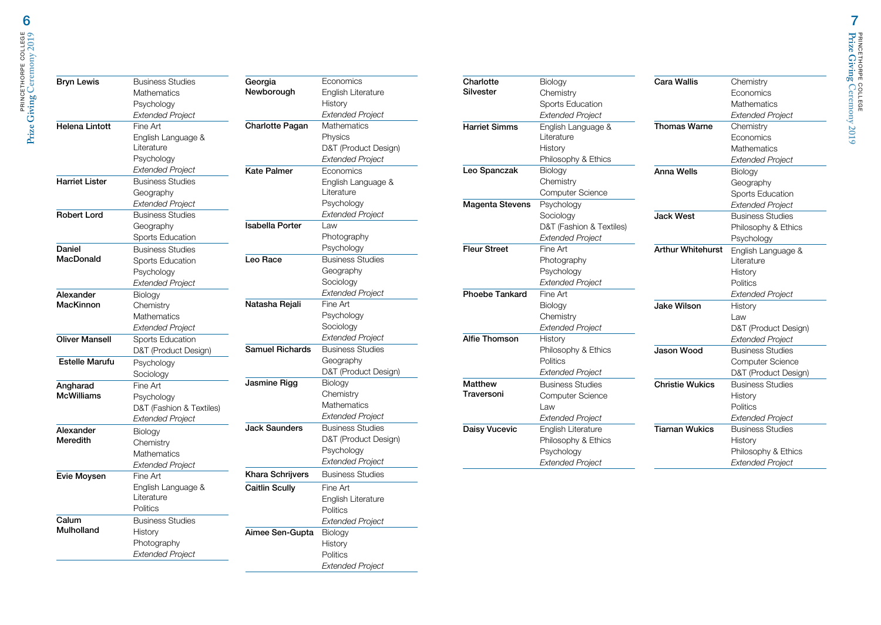| Name | Subjects |
| --- | --- |
| **Bryn Lewis** | Business Studies<br>Mathematics<br>Psychology<br>*Extended Project* |
| **Helena Lintott** | Fine Art<br>English Language & Literature<br>Psychology<br>*Extended Project* |
| **Harriet Lister** | Business Studies<br>Geography<br>*Extended Project* |
| **Robert Lord** | Business Studies<br>Geography<br>Sports Education |
| **Daniel MacDonald** | Business Studies<br>Sports Education<br>Psychology<br>*Extended Project* |
| **Alexander MacKinnon** | Biology<br>Chemistry<br>Mathematics<br>*Extended Project* |
| **Oliver Mansell** | Sports Education<br>D&T (Product Design) |
| **Estelle Marufu** | Psychology<br>Sociology |
| **Angharad McWilliams** | Fine Art<br>Psychology<br>D&T (Fashion & Textiles)<br>*Extended Project* |
| **Alexander Meredith** | Biology<br>Chemistry<br>Mathematics<br>*Extended Project* |
| **Evie Moysen** | Fine Art<br>English Language & Literature<br>Politics |
| **Calum Mulholland** | Business Studies<br>History<br>Photography<br>*Extended Project* |
| **Georgia Newborough** | Economics<br>English Literature<br>History<br>*Extended Project* |
| **Charlotte Pagan** | Mathematics<br>Physics<br>D&T (Product Design)<br>*Extended Project* |
| **Kate Palmer** | Economics<br>English Language & Literature<br>Psychology<br>*Extended Project* |
| **Isabella Porter** | Law<br>Photography<br>Psychology |
| **Leo Race** | Business Studies<br>Geography<br>Sociology<br>*Extended Project* |
| **Natasha Rejali** | Fine Art<br>Psychology<br>Sociology<br>*Extended Project* |
| **Samuel Richards** | Business Studies<br>Geography<br>D&T (Product Design) |
| **Jasmine Rigg** | Biology<br>Chemistry<br>Mathematics<br>*Extended Project* |
| **Jack Saunders** | Business Studies<br>D&T (Product Design)<br>Psychology<br>*Extended Project* |
| **Khara Schrijvers** | Business Studies |
| **Caitlin Scully** | Fine Art<br>English Literature<br>Politics<br>*Extended Project* |
| **Aimee Sen-Gupta** | Biology<br>History<br>Politics<br>*Extended Project* |
| **Charlotte Silvester** | Biology<br>Chemistry<br>Sports Education<br>*Extended Project* |
| **Harriet Simms** | English Language & Literature<br>History<br>Philosophy & Ethics |
| **Leo Spanczak** | Biology<br>Chemistry<br>Computer Science |
| **Magenta Stevens** | Psychology<br>Sociology<br>D&T (Fashion & Textiles)<br>*Extended Project* |
| **Fleur Street** | Fine Art<br>Photography<br>Psychology<br>*Extended Project* |
| **Phoebe Tankard** | Fine Art<br>Biology<br>Chemistry<br>*Extended Project* |
| **Alfie Thomson** | History<br>Philosophy & Ethics<br>Politics<br>*Extended Project* |
| **Matthew Traversoni** | Business Studies<br>Computer Science<br>Law<br>*Extended Project* |
| **Daisy Vucevic** | English Literature<br>Philosophy & Ethics<br>Psychology<br>*Extended Project* |
| **Cara Wallis** | Chemistry<br>Economics<br>Mathematics<br>*Extended Project* |
| **Thomas Warne** | Chemistry<br>Economics<br>Mathematics<br>*Extended Project* |
| **Anna Wells** | Biology<br>Geography<br>Sports Education<br>*Extended Project* |
| **Jack West** | Business Studies<br>Philosophy & Ethics<br>Psychology |
| **Arthur Whitehurst** | English Language & Literature<br>History<br>Politics<br>*Extended Project* |
| **Jake Wilson** | History<br>Law<br>D&T (Product Design)<br>*Extended Project* |
| **Jason Wood** | Business Studies<br>Computer Science<br>D&T (Product Design) |
| **Christie Wukics** | Business Studies<br>History<br>Politics<br>*Extended Project* |
| **Tiarnan Wukics** | Business Studies<br>History<br>Philosophy & Ethics<br>*Extended Project* |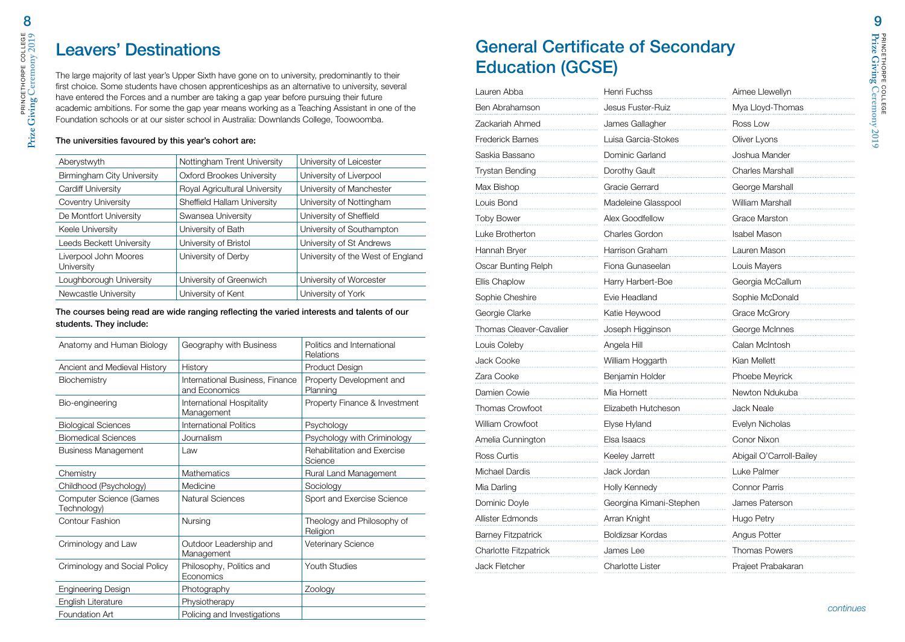## Leavers' Destinations

The large majority of last year's Upper Sixth have gone on to university, predominantly to their first choice. Some students have chosen apprenticeships as an alternative to university, several have entered the Forces and a number are taking a gap year before pursuing their future academic ambitions. For some the gap year means working as a Teaching Assistant in one of the Foundation schools or at our sister school in Australia: Downlands College, Toowoomba.

**The universities favoured by this year's cohort are:**

| | | |
|---|---|---|
| Aberystwyth | Nottingham Trent University | University of Leicester |
| Birmingham City University | Oxford Brookes University | University of Liverpool |
| Cardiff University | Royal Agricultural University | University of Manchester |
| Coventry University | Sheffield Hallam University | University of Nottingham |
| De Montfort University | Swansea University | University of Sheffield |
| Keele University | University of Bath | University of Southampton |
| Leeds Beckett University | University of Bristol | University of St Andrews |
| Liverpool John Moores University | University of Derby | University of the West of England |
| Loughborough University | University of Greenwich | University of Worcester |
| Newcastle University | University of Kent | University of York |

**The courses being read are wide ranging reflecting the varied interests and talents of our students. They include:**

| | | |
|---|---|---|
| Anatomy and Human Biology | Geography with Business | Politics and International Relations |
| Ancient and Medieval History | History | Product Design |
| Biochemistry | International Business, Finance and Economics | Property Development and Planning |
| Bio-engineering | International Hospitality Management | Property Finance & Investment |
| Biological Sciences | International Politics | Psychology |
| Biomedical Sciences | Journalism | Psychology with Criminology |
| Business Management | Law | Rehabilitation and Exercise Science |
| Chemistry | Mathematics | Rural Land Management |
| Childhood (Psychology) | Medicine | Sociology |
| Computer Science (Games Technology) | Natural Sciences | Sport and Exercise Science |
| Contour Fashion | Nursing | Theology and Philosophy of Religion |
| Criminology and Law | Outdoor Leadership and Management | Veterinary Science |
| Criminology and Social Policy | Philosophy, Politics and Economics | Youth Studies |
| Engineering Design | Photography | Zoology |
| English Literature | Physiotherapy | |
| Foundation Art | Policing and Investigations | |

## General Certificate of Secondary Education (GCSE)

| | | |
|---|---|---|
| Lauren Abba | Henri Fuchss | Aimee Llewellyn |
| Ben Abrahamson | Jesus Fuster-Ruiz | Mya Lloyd-Thomas |
| Zackariah Ahmed | James Gallagher | Ross Low |
| Frederick Barnes | Luisa Garcia-Stokes | Oliver Lyons |
| Saskia Bassano | Dominic Garland | Joshua Mander |
| Trystan Bending | Dorothy Gault | Charles Marshall |
| Max Bishop | Gracie Gerrard | George Marshall |
| Louis Bond | Madeleine Glasspool | William Marshall |
| Toby Bower | Alex Goodfellow | Grace Marston |
| Luke Brotherton | Charles Gordon | Isabel Mason |
| Hannah Bryer | Harrison Graham | Lauren Mason |
| Oscar Bunting Relph | Fiona Gunaseelan | Louis Mayers |
| Ellis Chaplow | Harry Harbert-Boe | Georgia McCallum |
| Sophie Cheshire | Evie Headland | Sophie McDonald |
| Georgie Clarke | Katie Heywood | Grace McGrory |
| Thomas Cleaver-Cavalier | Joseph Higginson | George McInnes |
| Louis Coleby | Angela Hill | Calan McIntosh |
| Jack Cooke | William Hoggarth | Kian Mellett |
| Zara Cooke | Benjamin Holder | Phoebe Meyrick |
| Damien Cowie | Mia Hornett | Newton Ndukuba |
| Thomas Crowfoot | Elizabeth Hutcheson | Jack Neale |
| William Crowfoot | Elyse Hyland | Evelyn Nicholas |
| Amelia Cunnington | Elsa Isaacs | Conor Nixon |
| Ross Curtis | Keeley Jarrett | Abigail O'Carroll-Bailey |
| Michael Dardis | Jack Jordan | Luke Palmer |
| Mia Darling | Holly Kennedy | Connor Parris |
| Dominic Doyle | Georgina Kimani-Stephen | James Paterson |
| Allister Edmonds | Arran Knight | Hugo Petry |
| Barney Fitzpatrick | Boldizsar Kordas | Angus Potter |
| Charlotte Fitzpatrick | James Lee | Thomas Powers |
| Jack Fletcher | Charlotte Lister | Prajeet Prabakaran |

*continues*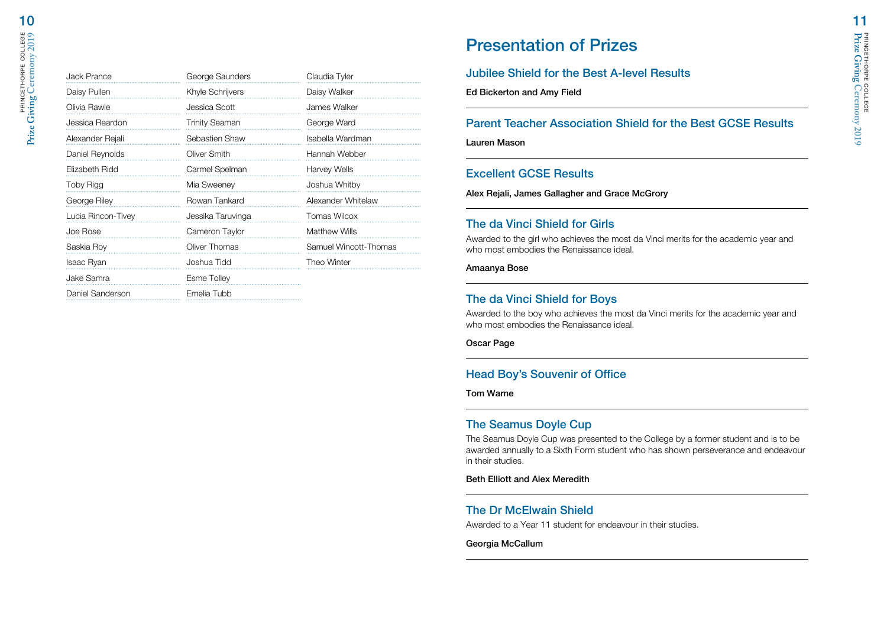| | | |
|---|---|---|
| Jack Prance | George Saunders | Claudia Tyler |
| Daisy Pullen | Khyle Schrijvers | Daisy Walker |
| Olivia Rawle | Jessica Scott | James Walker |
| Jessica Reardon | Trinity Seaman | George Ward |
| Alexander Rejali | Sebastien Shaw | Isabella Wardman |
| Daniel Reynolds | Oliver Smith | Hannah Webber |
| Elizabeth Ridd | Carmel Spelman | Harvey Wells |
| Toby Rigg | Mia Sweeney | Joshua Whitby |
| George Riley | Rowan Tankard | Alexander Whitelaw |
| Lucia Rincon-Tivey | Jessika Taruvinga | Tomas Wilcox |
| Joe Rose | Cameron Taylor | Matthew Wills |
| Saskia Roy | Oliver Thomas | Samuel Wincott-Thomas |
| Isaac Ryan | Joshua Tidd | Theo Winter |
| Jake Samra | Esme Tolley | |
| Daniel Sanderson | Emelia Tubb | |

# Presentation of Prizes

## Jubilee Shield for the Best A-level Results

**Ed Bickerton and Amy Field**

## Parent Teacher Association Shield for the Best GCSE Results

**Lauren Mason**

## Excellent GCSE Results

**Alex Rejali, James Gallagher and Grace McGrory**

## The da Vinci Shield for Girls

Awarded to the girl who achieves the most da Vinci merits for the academic year and who most embodies the Renaissance ideal.

**Amaanya Bose**

## The da Vinci Shield for Boys

Awarded to the boy who achieves the most da Vinci merits for the academic year and who most embodies the Renaissance ideal.

**Oscar Page**

## Head Boy's Souvenir of Office

**Tom Warne**

## The Seamus Doyle Cup

The Seamus Doyle Cup was presented to the College by a former student and is to be awarded annually to a Sixth Form student who has shown perseverance and endeavour in their studies.

**Beth Elliott and Alex Meredith**

## The Dr McElwain Shield

Awarded to a Year 11 student for endeavour in their studies.

**Georgia McCallum**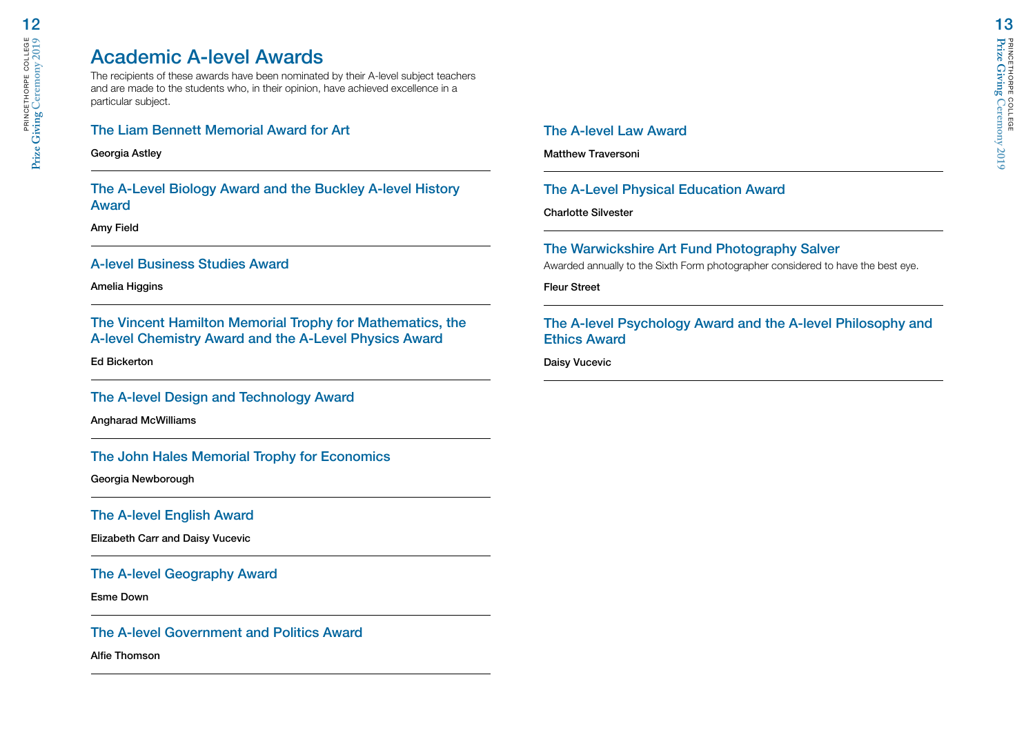# Academic A-level Awards

The recipients of these awards have been nominated by their A-level subject teachers and are made to the students who, in their opinion, have achieved excellence in a particular subject.

### The Liam Bennett Memorial Award for Art

**Georgia Astley**

---

### The A-Level Biology Award and the Buckley A-level History Award

**Amy Field**

---

### A-level Business Studies Award

**Amelia Higgins**

---

### The Vincent Hamilton Memorial Trophy for Mathematics, the A-level Chemistry Award and the A-Level Physics Award

**Ed Bickerton**

---

### The A-level Design and Technology Award

**Angharad McWilliams**

---

### The John Hales Memorial Trophy for Economics

**Georgia Newborough**

---

### The A-level English Award

**Elizabeth Carr and Daisy Vucevic**

---

### The A-level Geography Award

**Esme Down**

---

### The A-level Government and Politics Award

**Alfie Thomson**

---

### The A-level Law Award

**Matthew Traversoni**

---

### The A-Level Physical Education Award

**Charlotte Silvester**

---

### The Warwickshire Art Fund Photography Salver

Awarded annually to the Sixth Form photographer considered to have the best eye.

**Fleur Street**

---

### The A-level Psychology Award and the A-level Philosophy and Ethics Award

**Daisy Vucevic**

---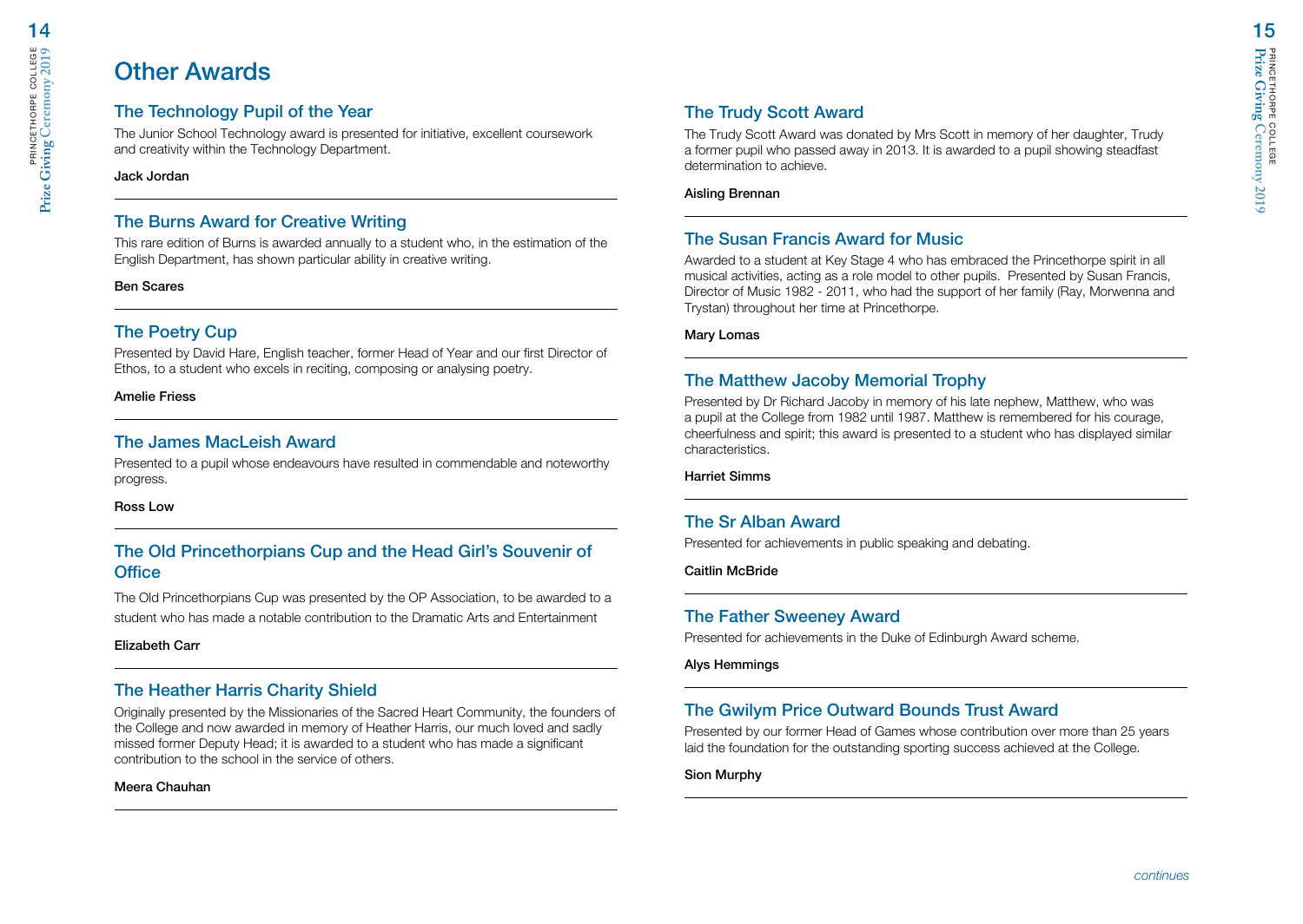# Other Awards

## The Technology Pupil of the Year

The Junior School Technology award is presented for initiative, excellent coursework and creativity within the Technology Department.

**Jack Jordan**

## The Burns Award for Creative Writing

This rare edition of Burns is awarded annually to a student who, in the estimation of the English Department, has shown particular ability in creative writing.

**Ben Scares**

## The Poetry Cup

Presented by David Hare, English teacher, former Head of Year and our first Director of Ethos, to a student who excels in reciting, composing or analysing poetry.

**Amelie Friess**

## The James MacLeish Award

Presented to a pupil whose endeavours have resulted in commendable and noteworthy progress.

**Ross Low**

## The Old Princethorpians Cup and the Head Girl's Souvenir of Office

The Old Princethorpians Cup was presented by the OP Association, to be awarded to a student who has made a notable contribution to the Dramatic Arts and Entertainment

**Elizabeth Carr**

## The Heather Harris Charity Shield

Originally presented by the Missionaries of the Sacred Heart Community, the founders of the College and now awarded in memory of Heather Harris, our much loved and sadly missed former Deputy Head; it is awarded to a student who has made a significant contribution to the school in the service of others.

**Meera Chauhan**

## The Trudy Scott Award

The Trudy Scott Award was donated by Mrs Scott in memory of her daughter, Trudy a former pupil who passed away in 2013. It is awarded to a pupil showing steadfast determination to achieve.

**Aisling Brennan**

## The Susan Francis Award for Music

Awarded to a student at Key Stage 4 who has embraced the Princethorpe spirit in all musical activities, acting as a role model to other pupils. Presented by Susan Francis, Director of Music 1982 - 2011, who had the support of her family (Ray, Morwenna and Trystan) throughout her time at Princethorpe.

**Mary Lomas**

## The Matthew Jacoby Memorial Trophy

Presented by Dr Richard Jacoby in memory of his late nephew, Matthew, who was a pupil at the College from 1982 until 1987. Matthew is remembered for his courage, cheerfulness and spirit; this award is presented to a student who has displayed similar characteristics.

**Harriet Simms**

## The Sr Alban Award

Presented for achievements in public speaking and debating.

**Caitlin McBride**

## The Father Sweeney Award

Presented for achievements in the Duke of Edinburgh Award scheme.

**Alys Hemmings**

## The Gwilym Price Outward Bounds Trust Award

Presented by our former Head of Games whose contribution over more than 25 years laid the foundation for the outstanding sporting success achieved at the College.

**Sion Murphy**

*continues*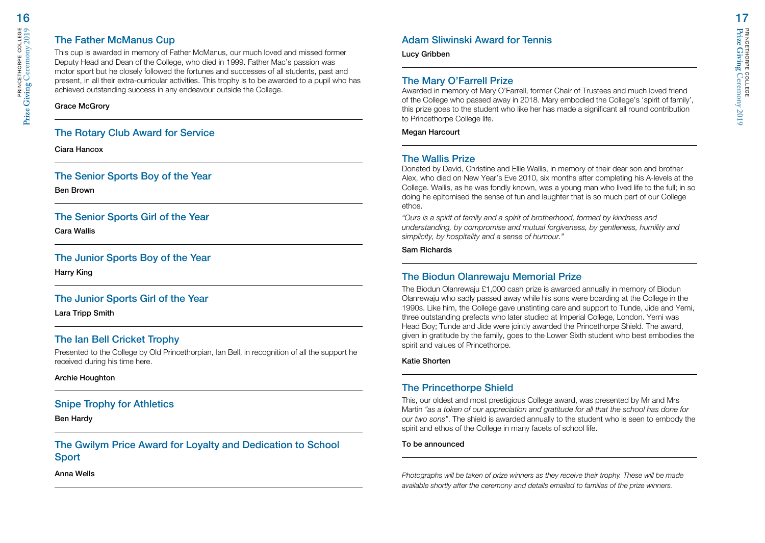## The Father McManus Cup

This cup is awarded in memory of Father McManus, our much loved and missed former Deputy Head and Dean of the College, who died in 1999. Father Mac's passion was motor sport but he closely followed the fortunes and successes of all students, past and present, in all their extra-curricular activities. This trophy is to be awarded to a pupil who has achieved outstanding success in any endeavour outside the College.

**Grace McGrory**

---

## The Rotary Club Award for Service

**Ciara Hancox**

---

## The Senior Sports Boy of the Year

**Ben Brown**

---

## The Senior Sports Girl of the Year

**Cara Wallis**

---

## The Junior Sports Boy of the Year

**Harry King**

---

## The Junior Sports Girl of the Year

**Lara Tripp Smith**

---

## The Ian Bell Cricket Trophy

Presented to the College by Old Princethorpian, Ian Bell, in recognition of all the support he received during his time here.

**Archie Houghton**

---

## Snipe Trophy for Athletics

**Ben Hardy**

---

## The Gwilym Price Award for Loyalty and Dedication to School Sport

**Anna Wells**

---

## Adam Sliwinski Award for Tennis

**Lucy Gribben**

---

## The Mary O'Farrell Prize

Awarded in memory of Mary O'Farrell, former Chair of Trustees and much loved friend of the College who passed away in 2018. Mary embodied the College's 'spirit of family', this prize goes to the student who like her has made a significant all round contribution to Princethorpe College life.

**Megan Harcourt**

---

## The Wallis Prize

Donated by David, Christine and Ellie Wallis, in memory of their dear son and brother Alex, who died on New Year's Eve 2010, six months after completing his A-levels at the College. Wallis, as he was fondly known, was a young man who lived life to the full; in so doing he epitomised the sense of fun and laughter that is so much part of our College ethos.

*"Ours is a spirit of family and a spirit of brotherhood, formed by kindness and understanding, by compromise and mutual forgiveness, by gentleness, humility and simplicity, by hospitality and a sense of humour."*

**Sam Richards**

---

## The Biodun Olanrewaju Memorial Prize

The Biodun Olanrewaju £1,000 cash prize is awarded annually in memory of Biodun Olanrewaju who sadly passed away while his sons were boarding at the College in the 1990s. Like him, the College gave unstinting care and support to Tunde, Jide and Yemi, three outstanding prefects who later studied at Imperial College, London. Yemi was Head Boy; Tunde and Jide were jointly awarded the Princethorpe Shield. The award, given in gratitude by the family, goes to the Lower Sixth student who best embodies the spirit and values of Princethorpe.

**Katie Shorten**

---

## The Princethorpe Shield

This, our oldest and most prestigious College award, was presented by Mr and Mrs Martin *"as a token of our appreciation and gratitude for all that the school has done for our two sons"*. The shield is awarded annually to the student who is seen to embody the spirit and ethos of the College in many facets of school life.

**To be announced**

---

*Photographs will be taken of prize winners as they receive their trophy. These will be made available shortly after the ceremony and details emailed to families of the prize winners.*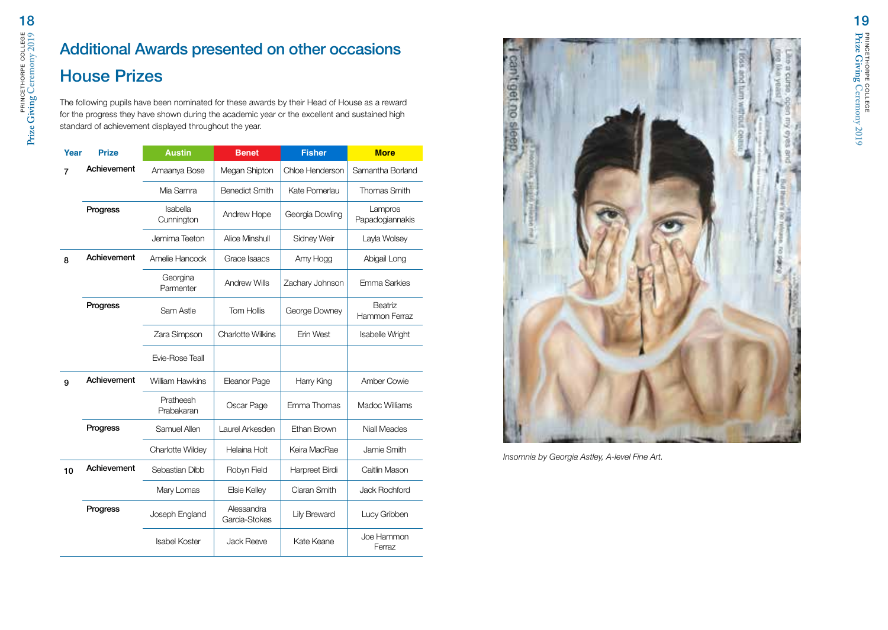# Additional Awards presented on other occasions

## House Prizes

The following pupils have been nominated for these awards by their Head of House as a reward for the progress they have shown during the academic year or the excellent and sustained high standard of achievement displayed throughout the year.

| Year | Prize | Austin | Benet | Fisher | More |
|---|---|---|---|---|---|
| 7 | Achievement | Amaanya Bose | Megan Shipton | Chloe Henderson | Samantha Borland |
| | | Mia Samra | Benedict Smith | Kate Pomerlau | Thomas Smith |
| | Progress | Isabella Cunnington | Andrew Hope | Georgia Dowling | Lampros Papadogiannakis |
| | | Jemima Teeton | Alice Minshull | Sidney Weir | Layla Wolsey |
| 8 | Achievement | Amelie Hancock | Grace Isaacs | Amy Hogg | Abigail Long |
| | | Georgina Parmenter | Andrew Wills | Zachary Johnson | Emma Sarkies |
| | Progress | Sam Astle | Tom Hollis | George Downey | Beatriz Hammon Ferraz |
| | | Zara Simpson | Charlotte Wilkins | Erin West | Isabelle Wright |
| | | Evie-Rose Teall | | | |
| 9 | Achievement | William Hawkins | Eleanor Page | Harry King | Amber Cowie |
| | | Pratheesh Prabakaran | Oscar Page | Emma Thomas | Madoc Williams |
| | Progress | Samuel Allen | Laurel Arkesden | Ethan Brown | Niall Meades |
| | | Charlotte Wildey | Helaina Holt | Keira MacRae | Jamie Smith |
| 10 | Achievement | Sebastian Dibb | Robyn Field | Harpreet Birdi | Caitlin Mason |
| | | Mary Lomas | Elsie Kelley | Ciaran Smith | Jack Rochford |
| | Progress | Joseph England | Alessandra Garcia-Stokes | Lily Breward | Lucy Gribben |
| | | Isabel Koster | Jack Reeve | Kate Keane | Joe Hammon Ferraz |

*Insomnia by Georgia Astley, A-level Fine Art.*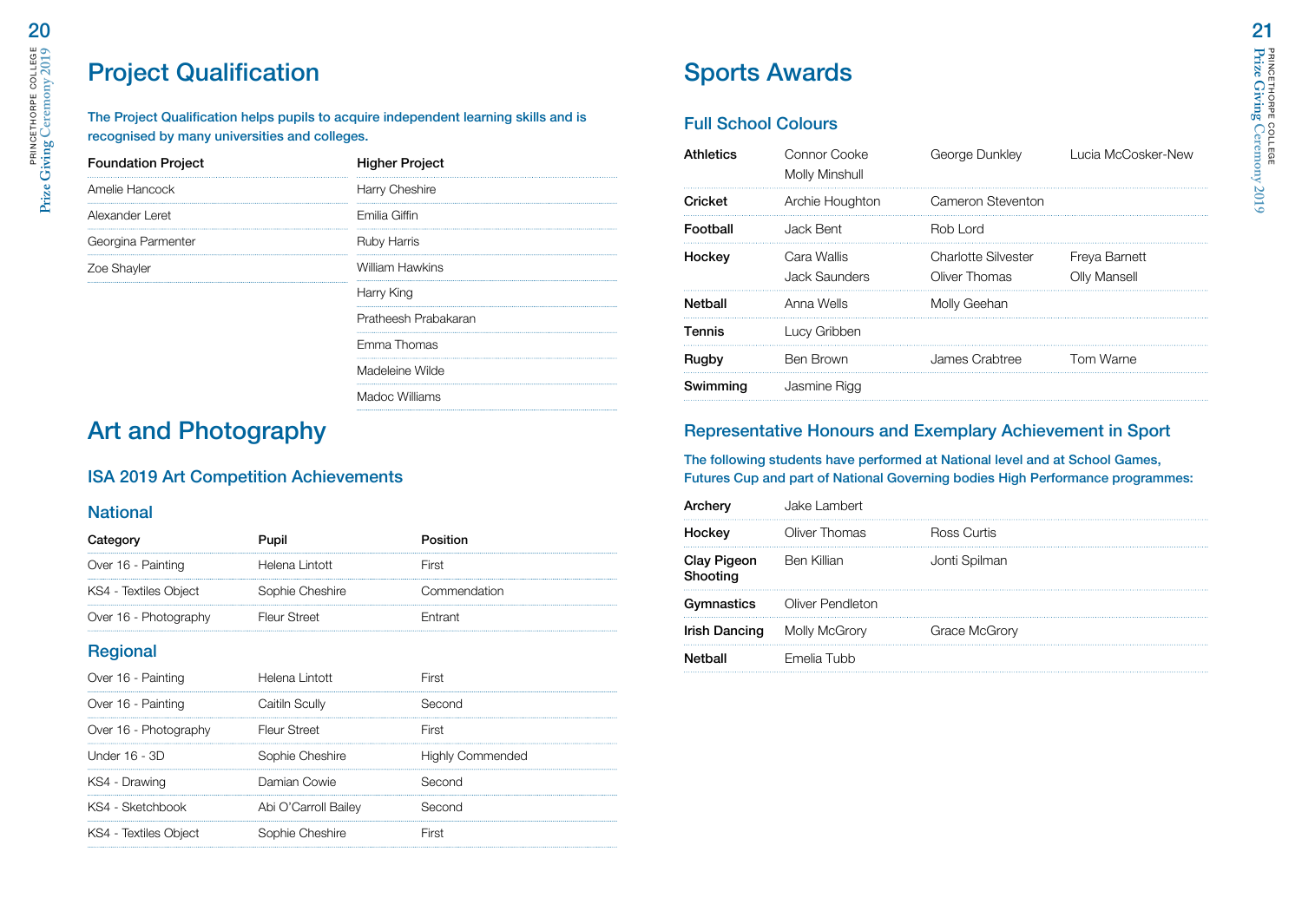# Project Qualification

**The Project Qualification helps pupils to acquire independent learning skills and is recognised by many universities and colleges.**

| Foundation Project | Higher Project |
|---|---|
| Amelie Hancock | Harry Cheshire |
| Alexander Leret | Emilia Giffin |
| Georgina Parmenter | Ruby Harris |
| Zoe Shayler | William Hawkins |
| | Harry King |
| | Pratheesh Prabakaran |
| | Emma Thomas |
| | Madeleine Wilde |
| | Madoc Williams |

# Art and Photography

## ISA 2019 Art Competition Achievements

### National

| Category | Pupil | Position |
|---|---|---|
| Over 16 - Painting | Helena Lintott | First |
| KS4 - Textiles Object | Sophie Cheshire | Commendation |
| Over 16 - Photography | Fleur Street | Entrant |

### Regional

| Category | Pupil | Position |
|---|---|---|
| Over 16 - Painting | Helena Lintott | First |
| Over 16 - Painting | Caitiln Scully | Second |
| Over 16 - Photography | Fleur Street | First |
| Under 16 - 3D | Sophie Cheshire | Highly Commended |
| KS4 - Drawing | Damian Cowie | Second |
| KS4 - Sketchbook | Abi O'Carroll Bailey | Second |
| KS4 - Textiles Object | Sophie Cheshire | First |

# Sports Awards

## Full School Colours

| | | | |
|---|---|---|---|
| **Athletics** | Connor Cooke<br>Molly Minshull | George Dunkley | Lucia McCosker-New |
| **Cricket** | Archie Houghton | Cameron Steventon | |
| **Football** | Jack Bent | Rob Lord | |
| **Hockey** | Cara Wallis<br>Jack Saunders | Charlotte Silvester<br>Oliver Thomas | Freya Barnett<br>Olly Mansell |
| **Netball** | Anna Wells | Molly Geehan | |
| **Tennis** | Lucy Gribben | | |
| **Rugby** | Ben Brown | James Crabtree | Tom Warne |
| **Swimming** | Jasmine Rigg | | |

## Representative Honours and Exemplary Achievement in Sport

**The following students have performed at National level and at School Games, Futures Cup and part of National Governing bodies High Performance programmes:**

| | | |
|---|---|---|
| **Archery** | Jake Lambert | |
| **Hockey** | Oliver Thomas | Ross Curtis |
| **Clay Pigeon Shooting** | Ben Killian | Jonti Spilman |
| **Gymnastics** | Oliver Pendleton | |
| **Irish Dancing** | Molly McGrory | Grace McGrory |
| **Netball** | Emelia Tubb | |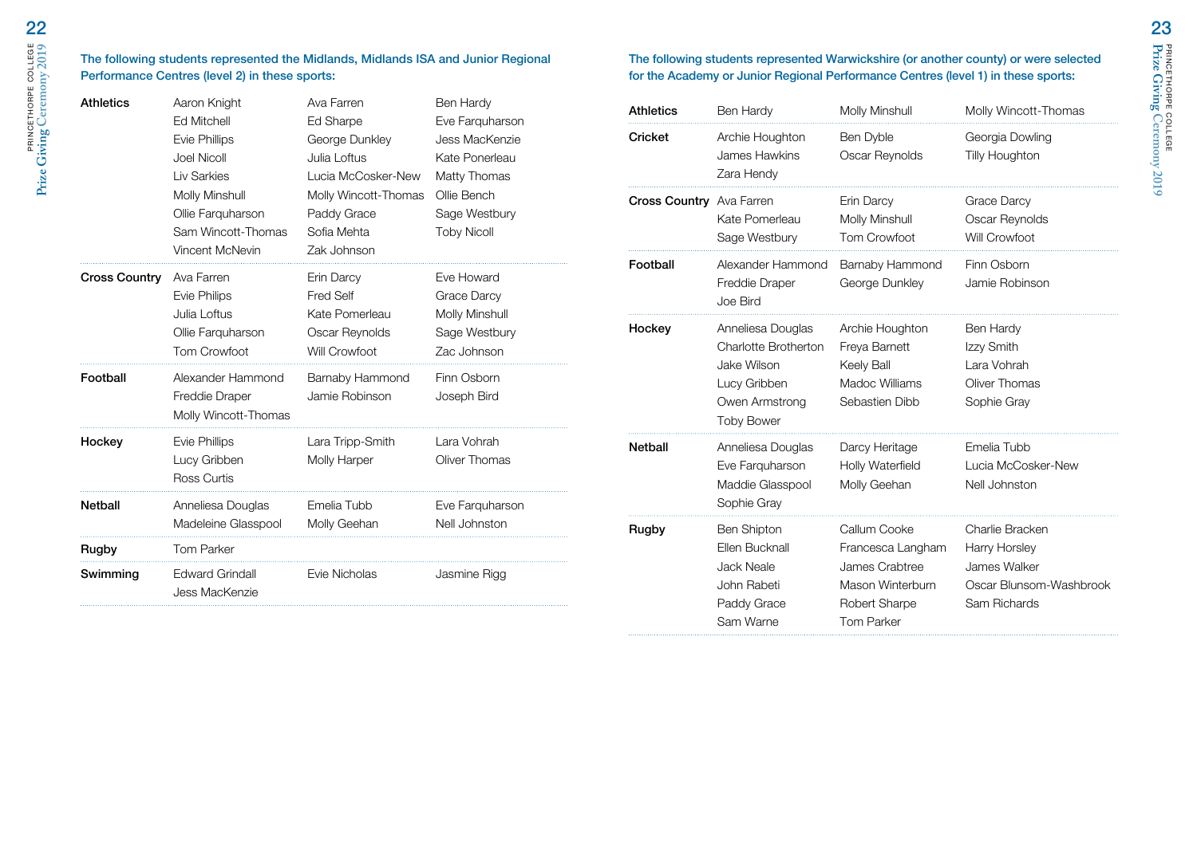The following students represented the Midlands, Midlands ISA and Junior Regional Performance Centres (level 2) in these sports:

| Sport | | | |
|---|---|---|---|
| **Athletics** | Aaron Knight | Ava Farren | Ben Hardy |
| | Ed Mitchell | Ed Sharpe | Eve Farquharson |
| | Evie Phillips | George Dunkley | Jess MacKenzie |
| | Joel Nicoll | Julia Loftus | Kate Ponerleau |
| | Liv Sarkies | Lucia McCosker-New | Matty Thomas |
| | Molly Minshull | Molly Wincott-Thomas | Ollie Bench |
| | Ollie Farquharson | Paddy Grace | Sage Westbury |
| | Sam Wincott-Thomas | Sofia Mehta | Toby Nicoll |
| | Vincent McNevin | Zak Johnson | |
| **Cross Country** | Ava Farren | Erin Darcy | Eve Howard |
| | Evie Philips | Fred Self | Grace Darcy |
| | Julia Loftus | Kate Pomerleau | Molly Minshull |
| | Ollie Farquharson | Oscar Reynolds | Sage Westbury |
| | Tom Crowfoot | Will Crowfoot | Zac Johnson |
| **Football** | Alexander Hammond | Barnaby Hammond | Finn Osborn |
| | Freddie Draper | Jamie Robinson | Joseph Bird |
| | Molly Wincott-Thomas | | |
| **Hockey** | Evie Phillips | Lara Tripp-Smith | Lara Vohrah |
| | Lucy Gribben | Molly Harper | Oliver Thomas |
| | Ross Curtis | | |
| **Netball** | Anneliesa Douglas | Emelia Tubb | Eve Farquharson |
| | Madeleine Glasspool | Molly Geehan | Nell Johnston |
| **Rugby** | Tom Parker | | |
| **Swimming** | Edward Grindall | Evie Nicholas | Jasmine Rigg |
| | Jess MacKenzie | | |

The following students represented Warwickshire (or another county) or were selected for the Academy or Junior Regional Performance Centres (level 1) in these sports:

| Sport | | | |
|---|---|---|---|
| **Athletics** | Ben Hardy | Molly Minshull | Molly Wincott-Thomas |
| **Cricket** | Archie Houghton | Ben Dyble | Georgia Dowling |
| | James Hawkins | Oscar Reynolds | Tilly Houghton |
| | Zara Hendy | | |
| **Cross Country** | Ava Farren | Erin Darcy | Grace Darcy |
| | Kate Pomerleau | Molly Minshull | Oscar Reynolds |
| | Sage Westbury | Tom Crowfoot | Will Crowfoot |
| **Football** | Alexander Hammond | Barnaby Hammond | Finn Osborn |
| | Freddie Draper | George Dunkley | Jamie Robinson |
| | Joe Bird | | |
| **Hockey** | Anneliesa Douglas | Archie Houghton | Ben Hardy |
| | Charlotte Brotherton | Freya Barnett | Izzy Smith |
| | Jake Wilson | Keely Ball | Lara Vohrah |
| | Lucy Gribben | Madoc Williams | Oliver Thomas |
| | Owen Armstrong | Sebastien Dibb | Sophie Gray |
| | Toby Bower | | |
| **Netball** | Anneliesa Douglas | Darcy Heritage | Emelia Tubb |
| | Eve Farquharson | Holly Waterfield | Lucia McCosker-New |
| | Maddie Glasspool | Molly Geehan | Nell Johnston |
| | Sophie Gray | | |
| **Rugby** | Ben Shipton | Callum Cooke | Charlie Bracken |
| | Ellen Bucknall | Francesca Langham | Harry Horsley |
| | Jack Neale | James Crabtree | James Walker |
| | John Rabeti | Mason Winterburn | Oscar Blunsom-Washbrook |
| | Paddy Grace | Robert Sharpe | Sam Richards |
| | Sam Warne | Tom Parker | |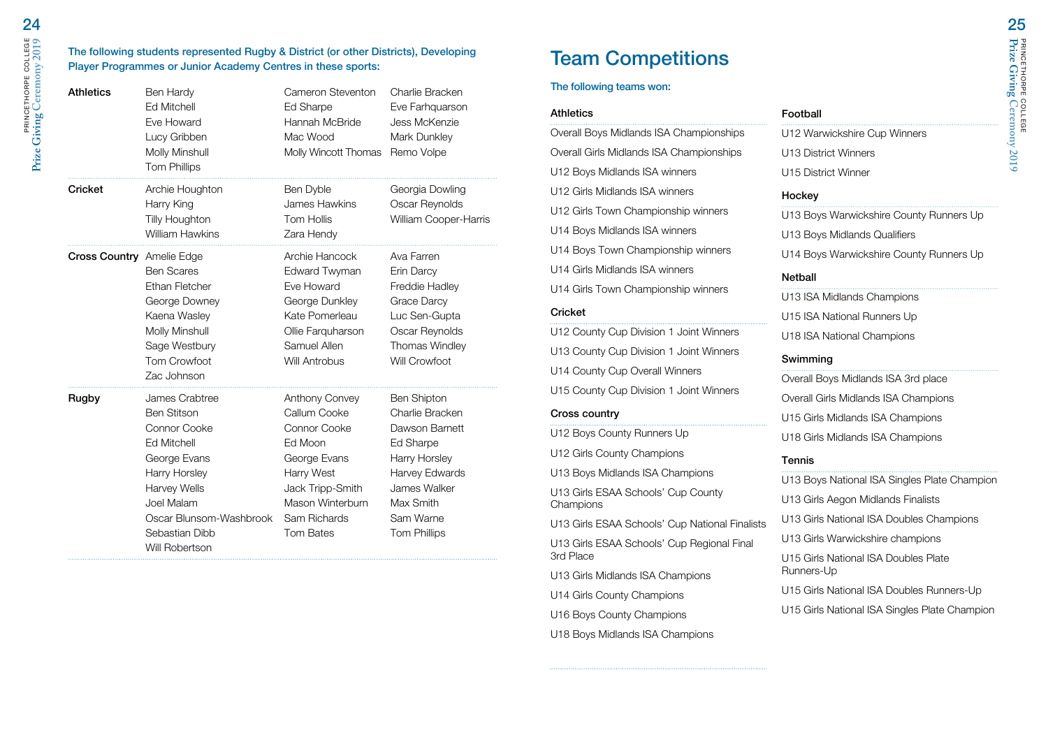The following students represented Rugby & District (or other Districts), Developing Player Programmes or Junior Academy Centres in these sports:

| Sport | | | |
|---|---|---|---|
| **Athletics** | Ben Hardy<br>Ed Mitchell<br>Eve Howard<br>Lucy Gribben<br>Molly Minshull<br>Tom Phillips | Cameron Steventon<br>Ed Sharpe<br>Hannah McBride<br>Mac Wood<br>Molly Wincott Thomas | Charlie Bracken<br>Eve Farhquarson<br>Jess McKenzie<br>Mark Dunkley<br>Remo Volpe |
| **Cricket** | Archie Houghton<br>Harry King<br>Tilly Houghton<br>William Hawkins | Ben Dyble<br>James Hawkins<br>Tom Hollis<br>Zara Hendy | Georgia Dowling<br>Oscar Reynolds<br>William Cooper-Harris |
| **Cross Country** | Amelie Edge<br>Ben Scares<br>Ethan Fletcher<br>George Downey<br>Kaena Wasley<br>Molly Minshull<br>Sage Westbury<br>Tom Crowfoot<br>Zac Johnson | Archie Hancock<br>Edward Twyman<br>Eve Howard<br>George Dunkley<br>Kate Pomerleau<br>Ollie Farquharson<br>Samuel Allen<br>Will Antrobus | Ava Farren<br>Erin Darcy<br>Freddie Hadley<br>Grace Darcy<br>Luc Sen-Gupta<br>Oscar Reynolds<br>Thomas Windley<br>Will Crowfoot |
| **Rugby** | James Crabtree<br>Ben Stitson<br>Connor Cooke<br>Ed Mitchell<br>George Evans<br>Harry Horsley<br>Harvey Wells<br>Joel Malam<br>Oscar Blunsom-Washbrook<br>Sebastian Dibb<br>Will Robertson | Anthony Convey<br>Callum Cooke<br>Connor Cooke<br>Ed Moon<br>George Evans<br>Harry West<br>Jack Tripp-Smith<br>Mason Winterburn<br>Sam Richards<br>Tom Bates | Ben Shipton<br>Charlie Bracken<br>Dawson Barnett<br>Ed Sharpe<br>Harry Horsley<br>Harvey Edwards<br>James Walker<br>Max Smith<br>Sam Warne<br>Tom Phillips |

# Team Competitions

The following teams won:

### Athletics

- Overall Boys Midlands ISA Championships
- Overall Girls Midlands ISA Championships
- U12 Boys Midlands ISA winners
- U12 Girls Midlands ISA winners
- U12 Girls Town Championship winners
- U14 Boys Midlands ISA winners
- U14 Boys Town Championship winners
- U14 Girls Midlands ISA winners
- U14 Girls Town Championship winners

### Cricket

- U12 County Cup Division 1 Joint Winners
- U13 County Cup Division 1 Joint Winners
- U14 County Cup Overall Winners
- U15 County Cup Division 1 Joint Winners

### Cross country

- U12 Boys County Runners Up
- U12 Girls County Champions
- U13 Boys Midlands ISA Champions
- U13 Girls ESAA Schools' Cup County Champions
- U13 Girls ESAA Schools' Cup National Finalists
- U13 Girls ESAA Schools' Cup Regional Final 3rd Place
- U13 Girls Midlands ISA Champions
- U14 Girls County Champions
- U16 Boys County Champions
- U18 Boys Midlands ISA Champions

### Football

- U12 Warwickshire Cup Winners
- U13 District Winners
- U15 District Winner

### Hockey

- U13 Boys Warwickshire County Runners Up
- U13 Boys Midlands Qualifiers
- U14 Boys Warwickshire County Runners Up

### Netball

- U13 ISA Midlands Champions
- U15 ISA National Runners Up
- U18 ISA National Champions

### Swimming

- Overall Boys Midlands ISA 3rd place
- Overall Girls Midlands ISA Champions
- U15 Girls Midlands ISA Champions
- U18 Girls Midlands ISA Champions

### Tennis

- U13 Boys National ISA Singles Plate Champion
- U13 Girls Aegon Midlands Finalists
- U13 Girls National ISA Doubles Champions
- U13 Girls Warwickshire champions
- U15 Girls National ISA Doubles Plate Runners-Up
- U15 Girls National ISA Doubles Runners-Up
- U15 Girls National ISA Singles Plate Champion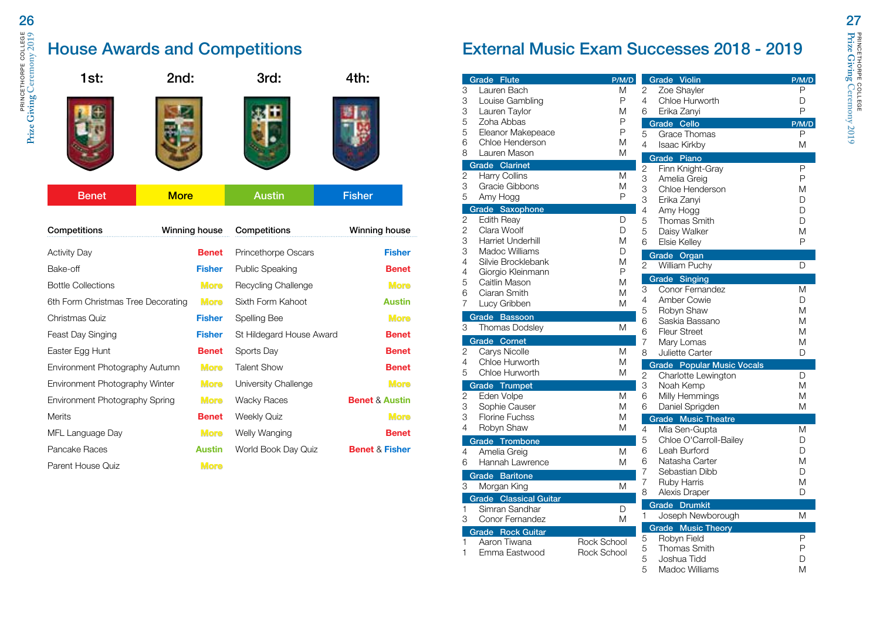# House Awards and Competitions

| 1st: | 2nd: | 3rd: | 4th: |
|---|---|---|---|
| Benet | More | Austin | Fisher |

| Competitions | Winning house | Competitions | Winning house |
|---|---|---|---|
| Activity Day | Benet | Princethorpe Oscars | Fisher |
| Bake-off | Fisher | Public Speaking | Benet |
| Bottle Collections | More | Recycling Challenge | More |
| 6th Form Christmas Tree Decorating | More | Sixth Form Kahoot | Austin |
| Christmas Quiz | Fisher | Spelling Bee | More |
| Feast Day Singing | Fisher | St Hildegard House Award | Benet |
| Easter Egg Hunt | Benet | Sports Day | Benet |
| Environment Photography Autumn | More | Talent Show | Benet |
| Environment Photography Winter | More | University Challenge | More |
| Environment Photography Spring | More | Wacky Races | Benet & Austin |
| Merits | Benet | Weekly Quiz | More |
| MFL Language Day | More | Welly Wanging | Benet |
| Pancake Races | Austin | World Book Day Quiz | Benet & Fisher |
| Parent House Quiz | More | | |

# External Music Exam Successes 2018 - 2019

| Grade | Flute | P/M/D |
|---|---|---|
| 3 | Lauren Bach | M |
| 3 | Louise Gambling | P |
| 3 | Lauren Taylor | M |
| 5 | Zoha Abbas | P |
| 5 | Eleanor Makepeace | P |
| 6 | Chloe Henderson | M |
| 8 | Lauren Mason | M |

| Grade | Clarinet | |
|---|---|---|
| 2 | Harry Collins | M |
| 3 | Gracie Gibbons | M |
| 5 | Amy Hogg | P |

| Grade | Saxophone | |
|---|---|---|
| 2 | Edith Reay | D |
| 2 | Clara Woolf | D |
| 3 | Harriet Underhill | M |
| 3 | Madoc Williams | D |
| 4 | Silvie Brocklebank | M |
| 4 | Giorgio Kleinmann | P |
| 5 | Caitlin Mason | M |
| 6 | Ciaran Smith | M |
| 7 | Lucy Gribben | M |

| Grade | Bassoon | |
|---|---|---|
| 3 | Thomas Dodsley | M |

| Grade | Cornet | |
|---|---|---|
| 2 | Carys Nicolle | M |
| 4 | Chloe Hurworth | M |
| 5 | Chloe Hurworth | M |

| Grade | Trumpet | |
|---|---|---|
| 2 | Eden Volpe | M |
| 3 | Sophie Causer | M |
| 3 | Florine Fuchss | M |
| 4 | Robyn Shaw | M |

| Grade | Trombone | |
|---|---|---|
| 4 | Amelia Greig | M |
| 6 | Hannah Lawrence | M |

| Grade | Baritone | |
|---|---|---|
| 3 | Morgan King | M |

| Grade | Classical Guitar | |
|---|---|---|
| 1 | Simran Sandhar | D |
| 3 | Conor Fernandez | M |

| Grade | Rock Guitar | |
|---|---|---|
| 1 | Aaron Tiwana | Rock School |
| 1 | Emma Eastwood | Rock School |

| Grade | Violin | P/M/D |
|---|---|---|
| 2 | Zoe Shayler | P |
| 4 | Chloe Hurworth | D |
| 6 | Erika Zanyi | P |

| Grade | Cello | P/M/D |
|---|---|---|
| 5 | Grace Thomas | P |
| 4 | Isaac Kirkby | M |

| Grade | Piano | |
|---|---|---|
| 2 | Finn Knight-Gray | P |
| 3 | Amelia Greig | P |
| 3 | Chloe Henderson | M |
| 3 | Erika Zanyi | D |
| 4 | Amy Hogg | D |
| 5 | Thomas Smith | D |
| 5 | Daisy Walker | M |
| 6 | Elsie Kelley | P |

| Grade | Organ | |
|---|---|---|
| 2 | William Puchy | D |

| Grade | Singing | |
|---|---|---|
| 3 | Conor Fernandez | M |
| 4 | Amber Cowie | D |
| 5 | Robyn Shaw | M |
| 6 | Saskia Bassano | M |
| 6 | Fleur Street | M |
| 7 | Mary Lomas | M |
| 8 | Juliette Carter | D |

| Grade | Popular Music Vocals | |
|---|---|---|
| 2 | Charlotte Lewington | D |
| 3 | Noah Kemp | M |
| 6 | Milly Hemmings | M |
| 6 | Daniel Sprigden | M |

| Grade | Music Theatre | |
|---|---|---|
| 4 | Mia Sen-Gupta | M |
| 5 | Chloe O'Carroll-Bailey | D |
| 6 | Leah Burford | D |
| 6 | Natasha Carter | M |
| 7 | Sebastian Dibb | D |
| 7 | Ruby Harris | M |
| 8 | Alexis Draper | D |

| Grade | Drumkit | |
|---|---|---|
| 1 | Joseph Newborough | M |

| Grade | Music Theory | |
|---|---|---|
| 5 | Robyn Field | P |
| 5 | Thomas Smith | P |
| 5 | Joshua Tidd | D |
| 5 | Madoc Williams | M |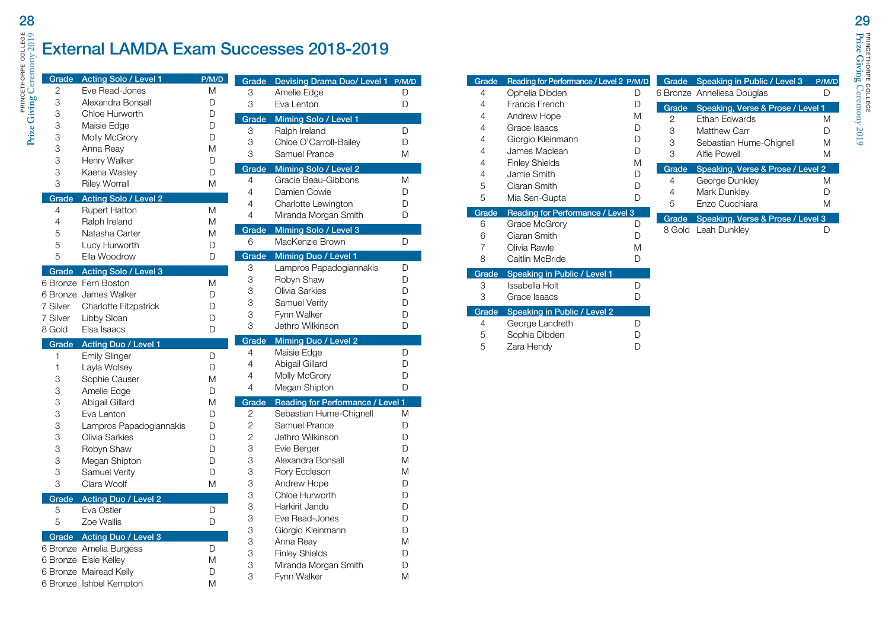# External LAMDA Exam Successes 2018-2019

| Grade | Acting Solo / Level 1 | P/M/D |
|---|---|---|
| 2 | Eve Read-Jones | M |
| 3 | Alexandra Bonsall | D |
| 3 | Chloe Hurworth | D |
| 3 | Maisie Edge | D |
| 3 | Molly McGrory | D |
| 3 | Anna Reay | M |
| 3 | Henry Walker | D |
| 3 | Kaena Wasley | D |
| 3 | Riley Worrall | M |

| Grade | Acting Solo / Level 2 | |
|---|---|---|
| 4 | Rupert Hatton | M |
| 4 | Ralph Ireland | M |
| 5 | Natasha Carter | M |
| 5 | Lucy Hurworth | D |
| 5 | Ella Woodrow | D |

| Grade | Acting Solo / Level 3 | |
|---|---|---|
| 6 Bronze | Fern Boston | M |
| 6 Bronze | James Walker | D |
| 7 Silver | Charlotte Fitzpatrick | D |
| 7 Silver | Libby Sloan | D |
| 8 Gold | Elsa Isaacs | D |

| Grade | Acting Duo / Level 1 | |
|---|---|---|
| 1 | Emily Slinger | D |
| 1 | Layla Wolsey | D |
| 3 | Sophie Causer | M |
| 3 | Amelie Edge | D |
| 3 | Abigail Gillard | M |
| 3 | Eva Lenton | D |
| 3 | Lampros Papadogiannakis | D |
| 3 | Olivia Sarkies | D |
| 3 | Robyn Shaw | D |
| 3 | Megan Shipton | D |
| 3 | Samuel Verity | D |
| 3 | Clara Woolf | M |

| Grade | Acting Duo / Level 2 | |
|---|---|---|
| 5 | Eva Ostler | D |
| 5 | Zoe Wallis | D |

| Grade | Acting Duo / Level 3 | |
|---|---|---|
| 6 Bronze | Amelia Burgess | D |
| 6 Bronze | Elsie Kelley | M |
| 6 Bronze | Mairead Kelly | D |
| 6 Bronze | Ishbel Kempton | M |

| Grade | Devising Drama Duo/ Level 1 | P/M/D |
|---|---|---|
| 3 | Amelie Edge | D |
| 3 | Eva Lenton | D |

| Grade | Miming Solo / Level 1 | |
|---|---|---|
| 3 | Ralph Ireland | D |
| 3 | Chloe O'Carroll-Bailey | D |
| 3 | Samuel Prance | M |

| Grade | Miming Solo / Level 2 | |
|---|---|---|
| 4 | Gracie Beau-Gibbons | M |
| 4 | Damien Cowie | D |
| 4 | Charlotte Lewington | D |
| 4 | Miranda Morgan Smith | D |

| Grade | Miming Solo / Level 3 | |
|---|---|---|
| 6 | MacKenzie Brown | D |

| Grade | Miming Duo / Level 1 | |
|---|---|---|
| 3 | Lampros Papadogiannakis | D |
| 3 | Robyn Shaw | D |
| 3 | Olivia Sarkies | D |
| 3 | Samuel Verity | D |
| 3 | Fynn Walker | D |
| 3 | Jethro Wilkinson | D |

| Grade | Miming Duo / Level 2 | |
|---|---|---|
| 4 | Maisie Edge | D |
| 4 | Abigail Gillard | D |
| 4 | Molly McGrory | D |
| 4 | Megan Shipton | D |

| Grade | Reading for Performance / Level 1 | |
|---|---|---|
| 2 | Sebastian Hume-Chignell | M |
| 2 | Samuel Prance | D |
| 2 | Jethro Wilkinson | D |
| 3 | Evie Berger | D |
| 3 | Alexandra Bonsall | M |
| 3 | Rory Eccleson | M |
| 3 | Andrew Hope | D |
| 3 | Chloe Hurworth | D |
| 3 | Harkirit Jandu | D |
| 3 | Eve Read-Jones | D |
| 3 | Giorgio Kleinmann | D |
| 3 | Anna Reay | M |
| 3 | Finley Shields | D |
| 3 | Miranda Morgan Smith | D |
| 3 | Fynn Walker | M |

| Grade | Reading for Performance / Level 2 | P/M/D |
|---|---|---|
| 4 | Ophelia Dibden | D |
| 4 | Francis French | D |
| 4 | Andrew Hope | M |
| 4 | Grace Isaacs | D |
| 4 | Giorgio Kleinmann | D |
| 4 | James Maclean | D |
| 4 | Finley Shields | M |
| 4 | Jamie Smith | D |
| 5 | Ciaran Smith | D |
| 5 | Mia Sen-Gupta | D |

| Grade | Reading for Performance / Level 3 | |
|---|---|---|
| 6 | Grace McGrory | D |
| 6 | Ciaran Smith | D |
| 7 | Olivia Rawle | M |
| 8 | Caitlin McBride | D |

| Grade | Speaking in Public / Level 1 | |
|---|---|---|
| 3 | Issabella Holt | D |
| 3 | Grace Isaacs | D |

| Grade | Speaking in Public / Level 2 | |
|---|---|---|
| 4 | George Landreth | D |
| 5 | Sophia Dibden | D |
| 5 | Zara Hendy | D |

| Grade | Speaking in Public / Level 3 | P/M/D |
|---|---|---|
| 6 Bronze | Anneliesa Douglas | D |

| Grade | Speaking, Verse & Prose / Level 1 | |
|---|---|---|
| 2 | Ethan Edwards | M |
| 3 | Matthew Carr | D |
| 3 | Sebastian Hume-Chignell | M |
| 3 | Alfie Powell | M |

| Grade | Speaking, Verse & Prose / Level 2 | |
|---|---|---|
| 4 | George Dunkley | M |
| 4 | Mark Dunkley | D |
| 5 | Enzo Cucchiara | M |

| Grade | Speaking, Verse & Prose / Level 3 | |
|---|---|---|
| 8 Gold | Leah Dunkley | D |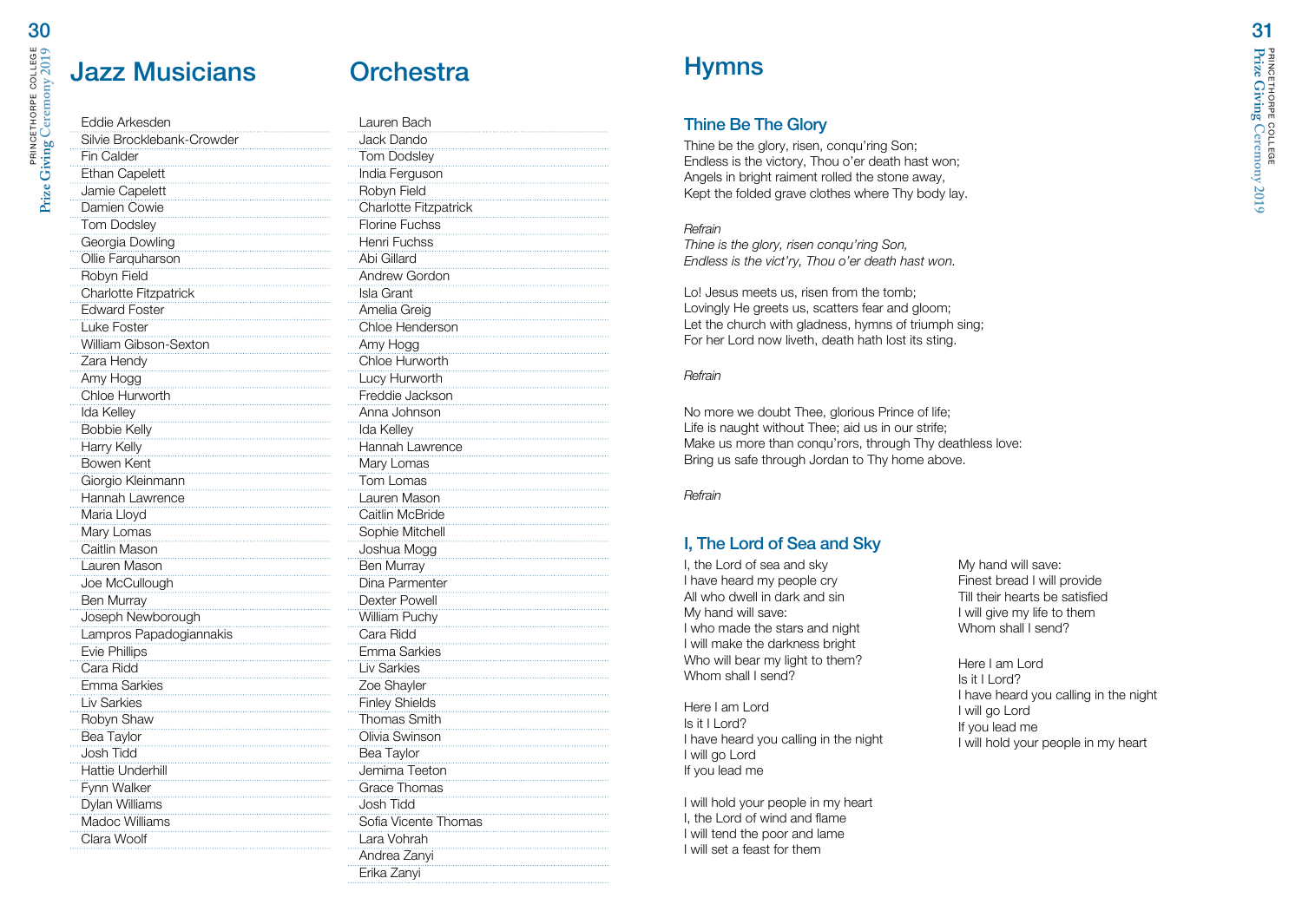# Jazz Musicians

Eddie Arkesden
Silvie Brocklebank-Crowder
Fin Calder
Ethan Capelett
Jamie Capelett
Damien Cowie
Tom Dodsley
Georgia Dowling
Ollie Farquharson
Robyn Field
Charlotte Fitzpatrick
Edward Foster
Luke Foster
William Gibson-Sexton
Zara Hendy
Amy Hogg
Chloe Hurworth
Ida Kelley
Bobbie Kelly
Harry Kelly
Bowen Kent
Giorgio Kleinmann
Hannah Lawrence
Maria Lloyd
Mary Lomas
Caitlin Mason
Lauren Mason
Joe McCullough
Ben Murray
Joseph Newborough
Lampros Papadogiannakis
Evie Phillips
Cara Ridd
Emma Sarkies
Liv Sarkies
Robyn Shaw
Bea Taylor
Josh Tidd
Hattie Underhill
Fynn Walker
Dylan Williams
Madoc Williams
Clara Woolf

# Orchestra

Lauren Bach
Jack Dando
Tom Dodsley
India Ferguson
Robyn Field
Charlotte Fitzpatrick
Florine Fuchss
Henri Fuchss
Abi Gillard
Andrew Gordon
Isla Grant
Amelia Greig
Chloe Henderson
Amy Hogg
Chloe Hurworth
Lucy Hurworth
Freddie Jackson
Anna Johnson
Ida Kelley
Hannah Lawrence
Mary Lomas
Tom Lomas
Lauren Mason
Caitlin McBride
Sophie Mitchell
Joshua Mogg
Ben Murray
Dina Parmenter
Dexter Powell
William Puchy
Cara Ridd
Emma Sarkies
Liv Sarkies
Zoe Shayler
Finley Shields
Thomas Smith
Olivia Swinson
Bea Taylor
Jemima Teeton
Grace Thomas
Josh Tidd
Sofia Vicente Thomas
Lara Vohrah
Andrea Zanyi
Erika Zanyi

# Hymns

## Thine Be The Glory

Thine be the glory, risen, conqu'ring Son;
Endless is the victory, Thou o'er death hast won;
Angels in bright raiment rolled the stone away,
Kept the folded grave clothes where Thy body lay.

*Refrain*
*Thine is the glory, risen conqu'ring Son,*
*Endless is the vict'ry, Thou o'er death hast won.*

Lo! Jesus meets us, risen from the tomb;
Lovingly He greets us, scatters fear and gloom;
Let the church with gladness, hymns of triumph sing;
For her Lord now liveth, death hath lost its sting.

*Refrain*

No more we doubt Thee, glorious Prince of life;
Life is naught without Thee; aid us in our strife;
Make us more than conqu'rors, through Thy deathless love:
Bring us safe through Jordan to Thy home above.

*Refrain*

## I, The Lord of Sea and Sky

I, the Lord of sea and sky
I have heard my people cry
All who dwell in dark and sin
My hand will save:
I who made the stars and night
I will make the darkness bright
Who will bear my light to them?
Whom shall I send?

Here I am Lord
Is it I Lord?
I have heard you calling in the night
I will go Lord
If you lead me

I will hold your people in my heart
I, the Lord of wind and flame
I will tend the poor and lame
I will set a feast for them
My hand will save:
Finest bread I will provide
Till their hearts be satisfied
I will give my life to them
Whom shall I send?

Here I am Lord
Is it I Lord?
I have heard you calling in the night
I will go Lord
If you lead me
I will hold your people in my heart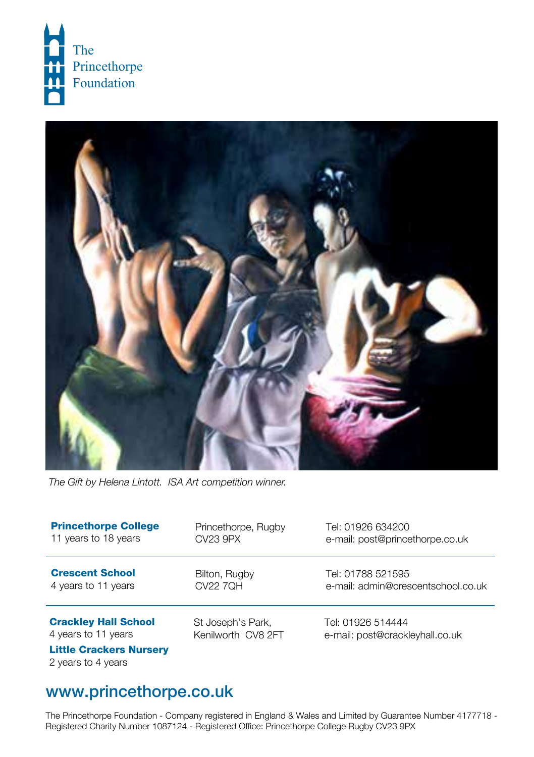The Princethorpe Foundation

*The Gift by Helena Lintott. ISA Art competition winner.*

| | | |
|---|---|---|
| **Princethorpe College**<br>11 years to 18 years | Princethorpe, Rugby<br>CV23 9PX | Tel: 01926 634200<br>e-mail: post@princethorpe.co.uk |
| **Crescent School**<br>4 years to 11 years | Bilton, Rugby<br>CV22 7QH | Tel: 01788 521595<br>e-mail: admin@crescentschool.co.uk |
| **Crackley Hall School**<br>4 years to 11 years<br>**Little Crackers Nursery**<br>2 years to 4 years | St Joseph's Park,<br>Kenilworth CV8 2FT | Tel: 01926 514444<br>e-mail: post@crackleyhall.co.uk |

## www.princethorpe.co.uk

The Princethorpe Foundation - Company registered in England & Wales and Limited by Guarantee Number 4177718 - Registered Charity Number 1087124 - Registered Office: Princethorpe College Rugby CV23 9PX